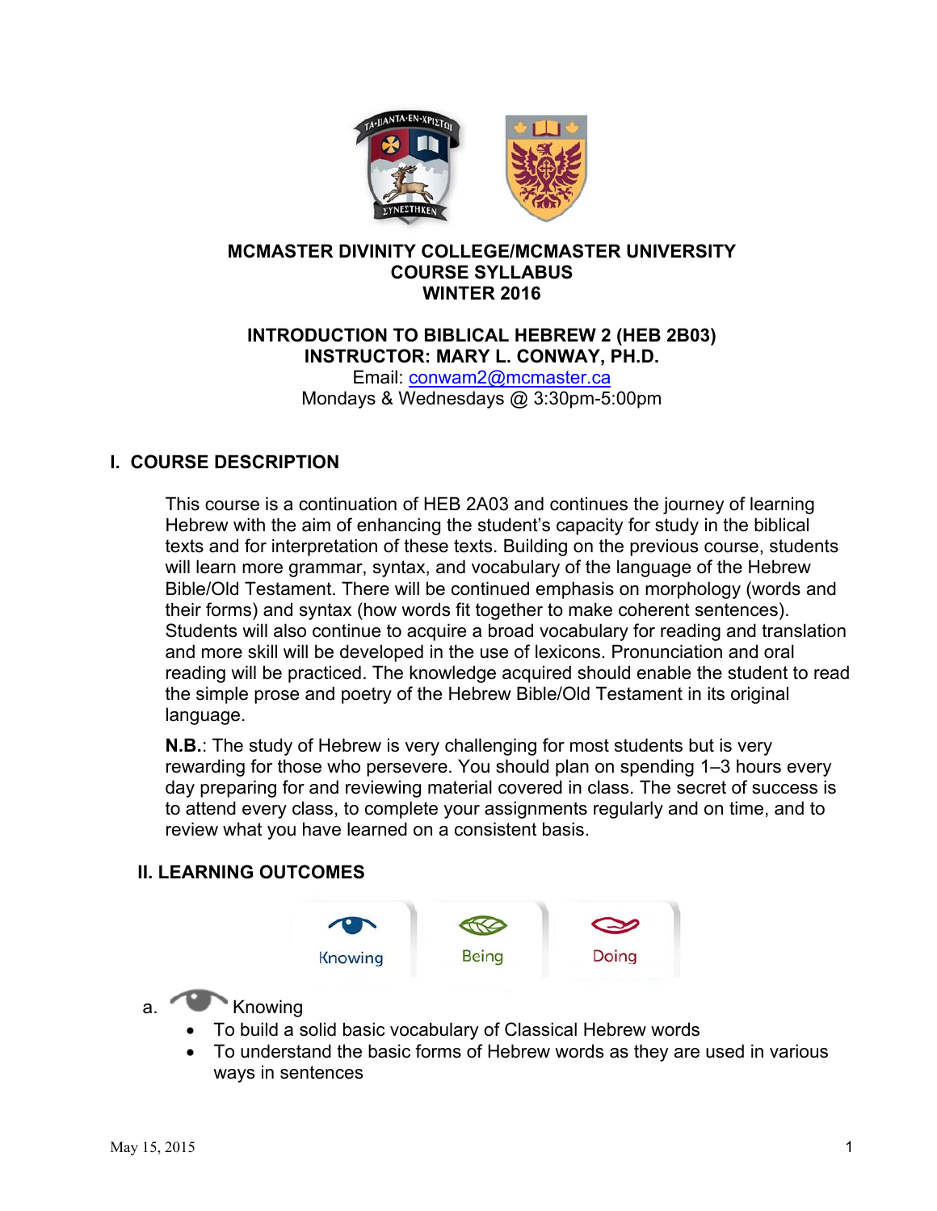# MCMASTER DIVINITY COLLEGE/MCMASTER UNIVERSITY
# COURSE SYLLABUS
# WINTER 2016

## INTRODUCTION TO BIBLICAL HEBREW 2 (HEB 2B03)
## INSTRUCTOR: MARY L. CONWAY, PH.D.

Email: conwam2@mcmaster.ca
Mondays & Wednesdays @ 3:30pm-5:00pm

## I. COURSE DESCRIPTION

This course is a continuation of HEB 2A03 and continues the journey of learning Hebrew with the aim of enhancing the student's capacity for study in the biblical texts and for interpretation of these texts. Building on the previous course, students will learn more grammar, syntax, and vocabulary of the language of the Hebrew Bible/Old Testament. There will be continued emphasis on morphology (words and their forms) and syntax (how words fit together to make coherent sentences). Students will also continue to acquire a broad vocabulary for reading and translation and more skill will be developed in the use of lexicons. Pronunciation and oral reading will be practiced. The knowledge acquired should enable the student to read the simple prose and poetry of the Hebrew Bible/Old Testament in its original language.

**N.B.**: The study of Hebrew is very challenging for most students but is very rewarding for those who persevere. You should plan on spending 1–3 hours every day preparing for and reviewing material covered in class. The secret of success is to attend every class, to complete your assignments regularly and on time, and to review what you have learned on a consistent basis.

## II. LEARNING OUTCOMES

Knowing | Being | Doing

a. Knowing

- To build a solid basic vocabulary of Classical Hebrew words
- To understand the basic forms of Hebrew words as they are used in various ways in sentences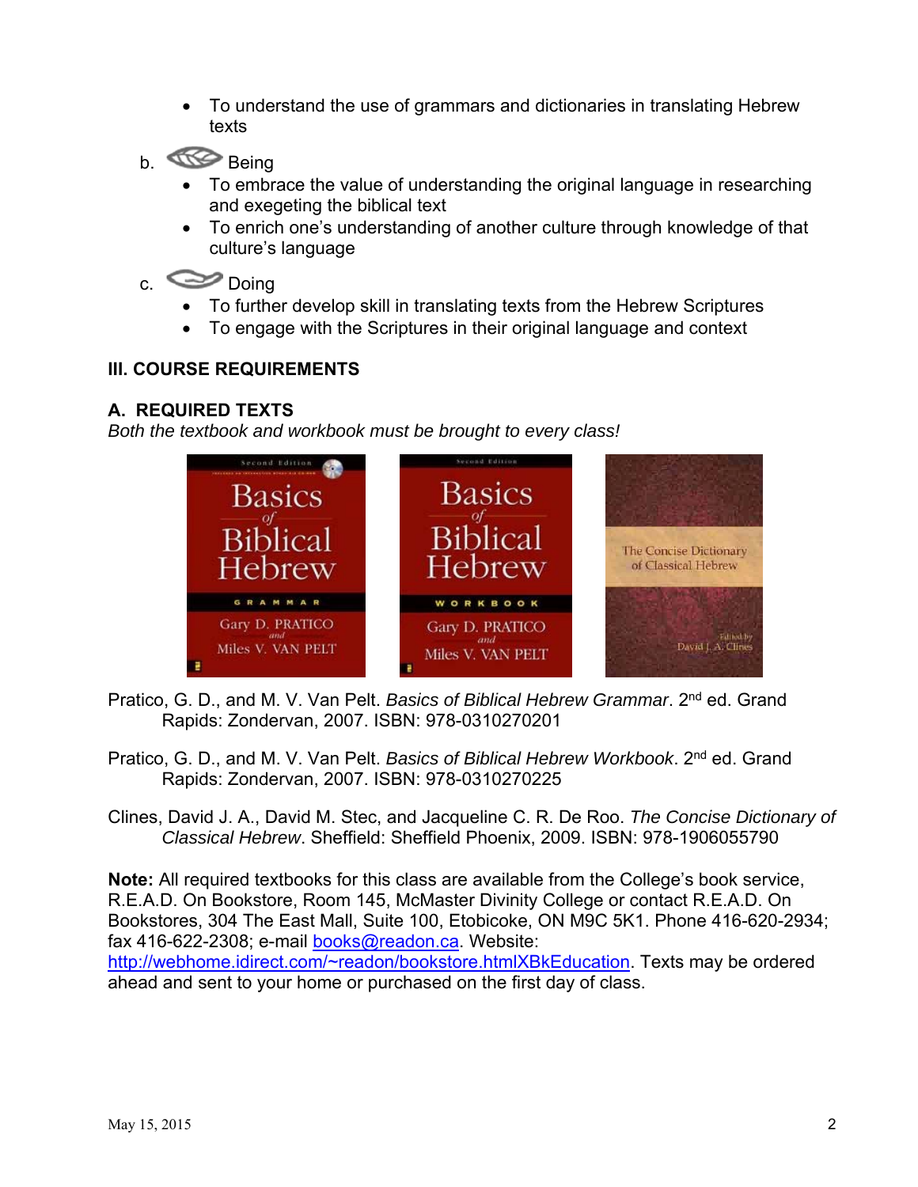- To understand the use of grammars and dictionaries in translating Hebrew texts

b. Being

- To embrace the value of understanding the original language in researching and exegeting the biblical text
- To enrich one's understanding of another culture through knowledge of that culture's language

c. Doing

- To further develop skill in translating texts from the Hebrew Scriptures
- To engage with the Scriptures in their original language and context

## III. COURSE REQUIREMENTS

### A. REQUIRED TEXTS

*Both the textbook and workbook must be brought to every class!*

Pratico, G. D., and M. V. Van Pelt. *Basics of Biblical Hebrew Grammar*. 2nd ed. Grand Rapids: Zondervan, 2007. ISBN: 978-0310270201

Pratico, G. D., and M. V. Van Pelt. *Basics of Biblical Hebrew Workbook*. 2nd ed. Grand Rapids: Zondervan, 2007. ISBN: 978-0310270225

Clines, David J. A., David M. Stec, and Jacqueline C. R. De Roo. *The Concise Dictionary of Classical Hebrew*. Sheffield: Sheffield Phoenix, 2009. ISBN: 978-1906055790

**Note:** All required textbooks for this class are available from the College's book service, R.E.A.D. On Bookstore, Room 145, McMaster Divinity College or contact R.E.A.D. On Bookstores, 304 The East Mall, Suite 100, Etobicoke, ON M9C 5K1. Phone 416-620-2934; fax 416-622-2308; e-mail books@readon.ca. Website: http://webhome.idirect.com/~readon/bookstore.htmlXBkEducation. Texts may be ordered ahead and sent to your home or purchased on the first day of class.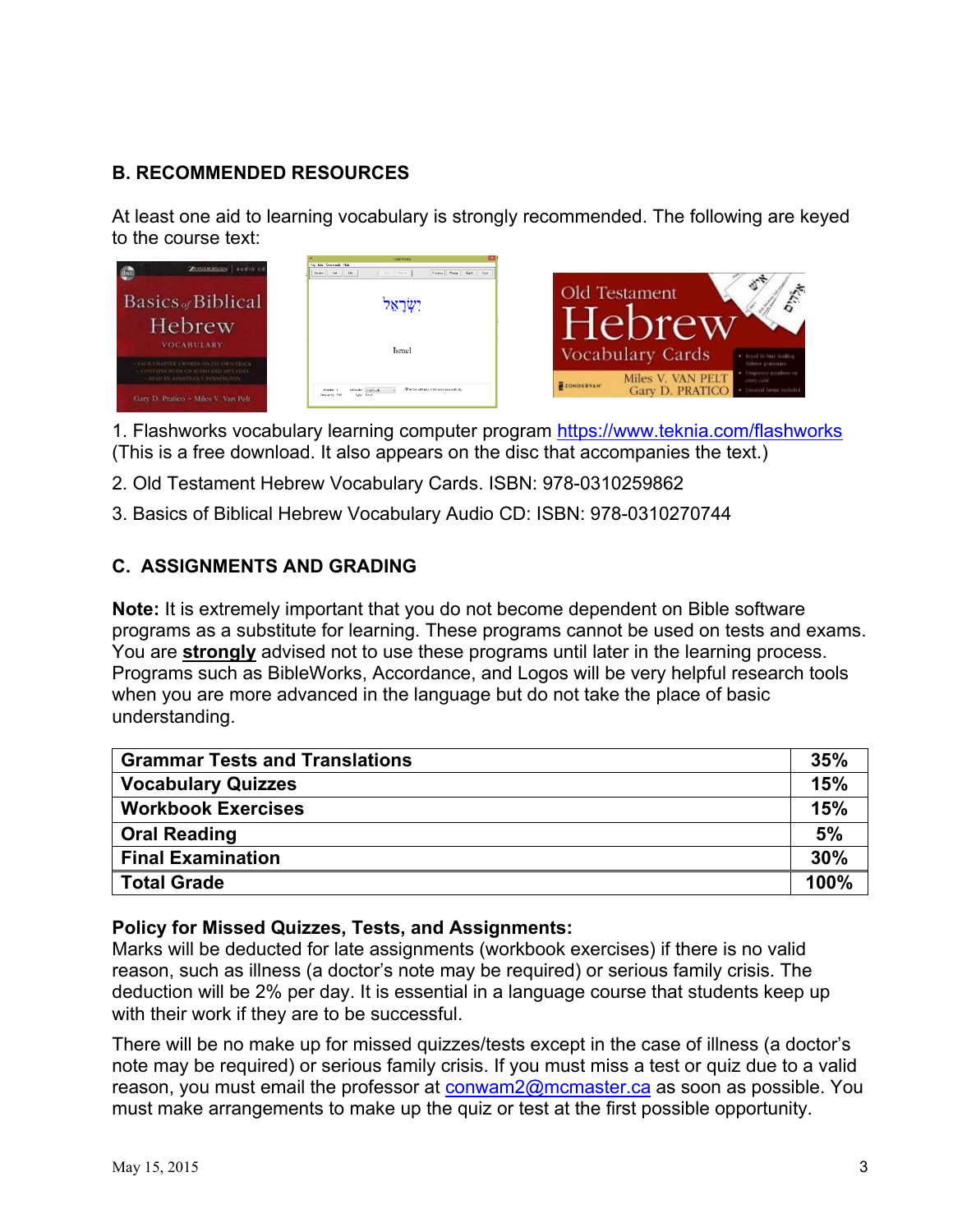## B. RECOMMENDED RESOURCES

At least one aid to learning vocabulary is strongly recommended. The following are keyed to the course text:

1. Flashworks vocabulary learning computer program https://www.teknia.com/flashworks (This is a free download. It also appears on the disc that accompanies the text.)
2. Old Testament Hebrew Vocabulary Cards. ISBN: 978-0310259862
3. Basics of Biblical Hebrew Vocabulary Audio CD: ISBN: 978-0310270744

## C. ASSIGNMENTS AND GRADING

**Note:** It is extremely important that you do not become dependent on Bible software programs as a substitute for learning. These programs cannot be used on tests and exams. You are **strongly** advised not to use these programs until later in the learning process. Programs such as BibleWorks, Accordance, and Logos will be very helpful research tools when you are more advanced in the language but do not take the place of basic understanding.

| **Grammar Tests and Translations** | **35%** |
|---|---|
| **Vocabulary Quizzes** | **15%** |
| **Workbook Exercises** | **15%** |
| **Oral Reading** | **5%** |
| **Final Examination** | **30%** |
| **Total Grade** | **100%** |

**Policy for Missed Quizzes, Tests, and Assignments:**
Marks will be deducted for late assignments (workbook exercises) if there is no valid reason, such as illness (a doctor's note may be required) or serious family crisis. The deduction will be 2% per day. It is essential in a language course that students keep up with their work if they are to be successful.

There will be no make up for missed quizzes/tests except in the case of illness (a doctor's note may be required) or serious family crisis. If you must miss a test or quiz due to a valid reason, you must email the professor at conwam2@mcmaster.ca as soon as possible. You must make arrangements to make up the quiz or test at the first possible opportunity.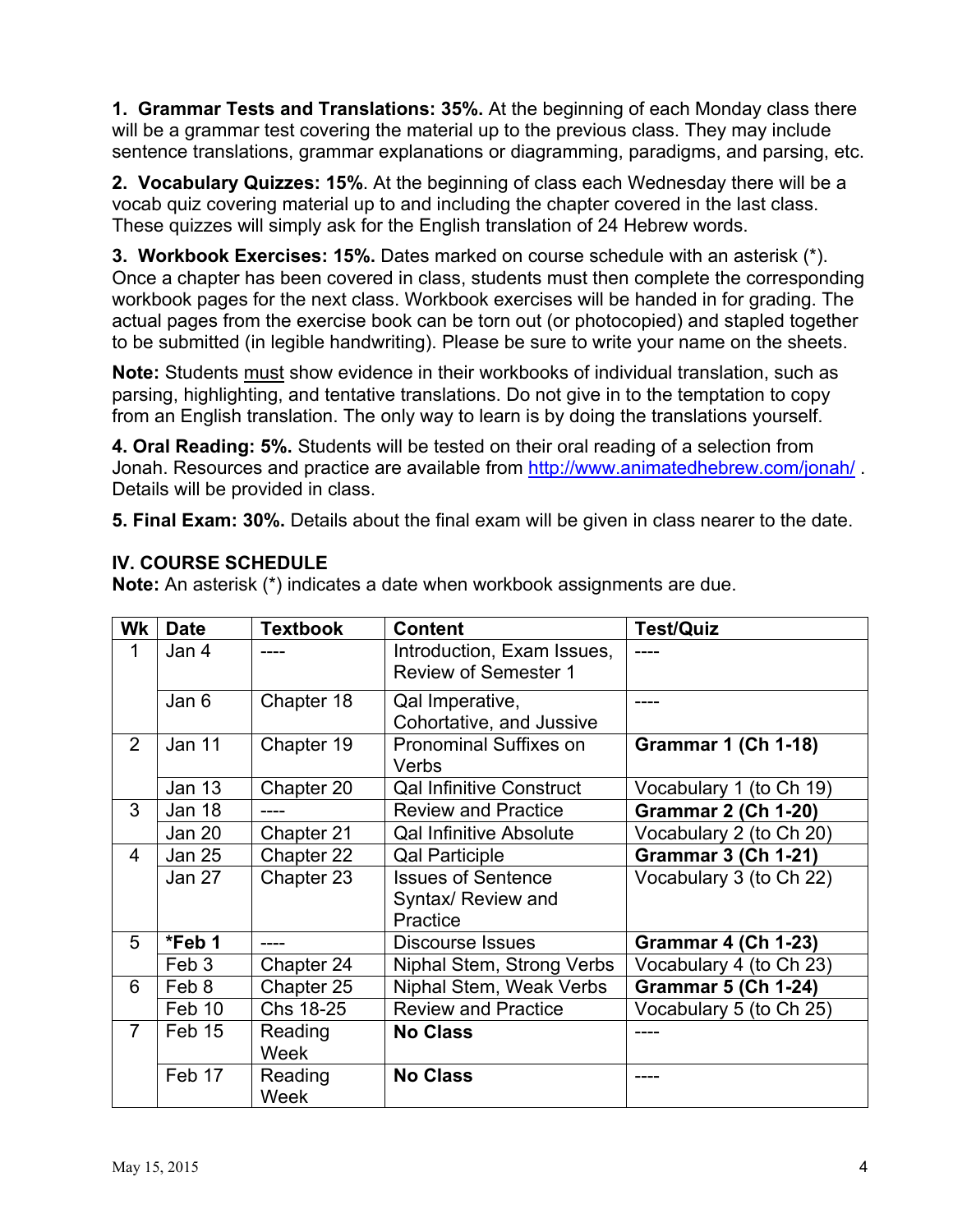**1. Grammar Tests and Translations: 35%.** At the beginning of each Monday class there will be a grammar test covering the material up to the previous class. They may include sentence translations, grammar explanations or diagramming, paradigms, and parsing, etc.

**2. Vocabulary Quizzes: 15%**. At the beginning of class each Wednesday there will be a vocab quiz covering material up to and including the chapter covered in the last class. These quizzes will simply ask for the English translation of 24 Hebrew words.

**3. Workbook Exercises: 15%.** Dates marked on course schedule with an asterisk (*). Once a chapter has been covered in class, students must then complete the corresponding workbook pages for the next class. Workbook exercises will be handed in for grading. The actual pages from the exercise book can be torn out (or photocopied) and stapled together to be submitted (in legible handwriting). Please be sure to write your name on the sheets.

**Note:** Students must show evidence in their workbooks of individual translation, such as parsing, highlighting, and tentative translations. Do not give in to the temptation to copy from an English translation. The only way to learn is by doing the translations yourself.

**4. Oral Reading: 5%.** Students will be tested on their oral reading of a selection from Jonah. Resources and practice are available from http://www.animatedhebrew.com/jonah/ . Details will be provided in class.

**5. Final Exam: 30%.** Details about the final exam will be given in class nearer to the date.

### IV. COURSE SCHEDULE

**Note:** An asterisk (*) indicates a date when workbook assignments are due.

| Wk | Date | Textbook | Content | Test/Quiz |
|---|---|---|---|---|
| 1 | Jan 4 | ---- | Introduction, Exam Issues, Review of Semester 1 | ---- |
| | Jan 6 | Chapter 18 | Qal Imperative, Cohortative, and Jussive | ---- |
| 2 | Jan 11 | Chapter 19 | Pronominal Suffixes on Verbs | **Grammar 1 (Ch 1-18)** |
| | Jan 13 | Chapter 20 | Qal Infinitive Construct | Vocabulary 1 (to Ch 19) |
| 3 | Jan 18 | ---- | Review and Practice | **Grammar 2 (Ch 1-20)** |
| | Jan 20 | Chapter 21 | Qal Infinitive Absolute | Vocabulary 2 (to Ch 20) |
| 4 | Jan 25 | Chapter 22 | Qal Participle | **Grammar 3 (Ch 1-21)** |
| | Jan 27 | Chapter 23 | Issues of Sentence Syntax/ Review and Practice | Vocabulary 3 (to Ch 22) |
| 5 | ***Feb 1** | ---- | Discourse Issues | **Grammar 4 (Ch 1-23)** |
| | Feb 3 | Chapter 24 | Niphal Stem, Strong Verbs | Vocabulary 4 (to Ch 23) |
| 6 | Feb 8 | Chapter 25 | Niphal Stem, Weak Verbs | **Grammar 5 (Ch 1-24)** |
| | Feb 10 | Chs 18-25 | Review and Practice | Vocabulary 5 (to Ch 25) |
| 7 | Feb 15 | Reading Week | **No Class** | ---- |
| | Feb 17 | Reading Week | **No Class** | ---- |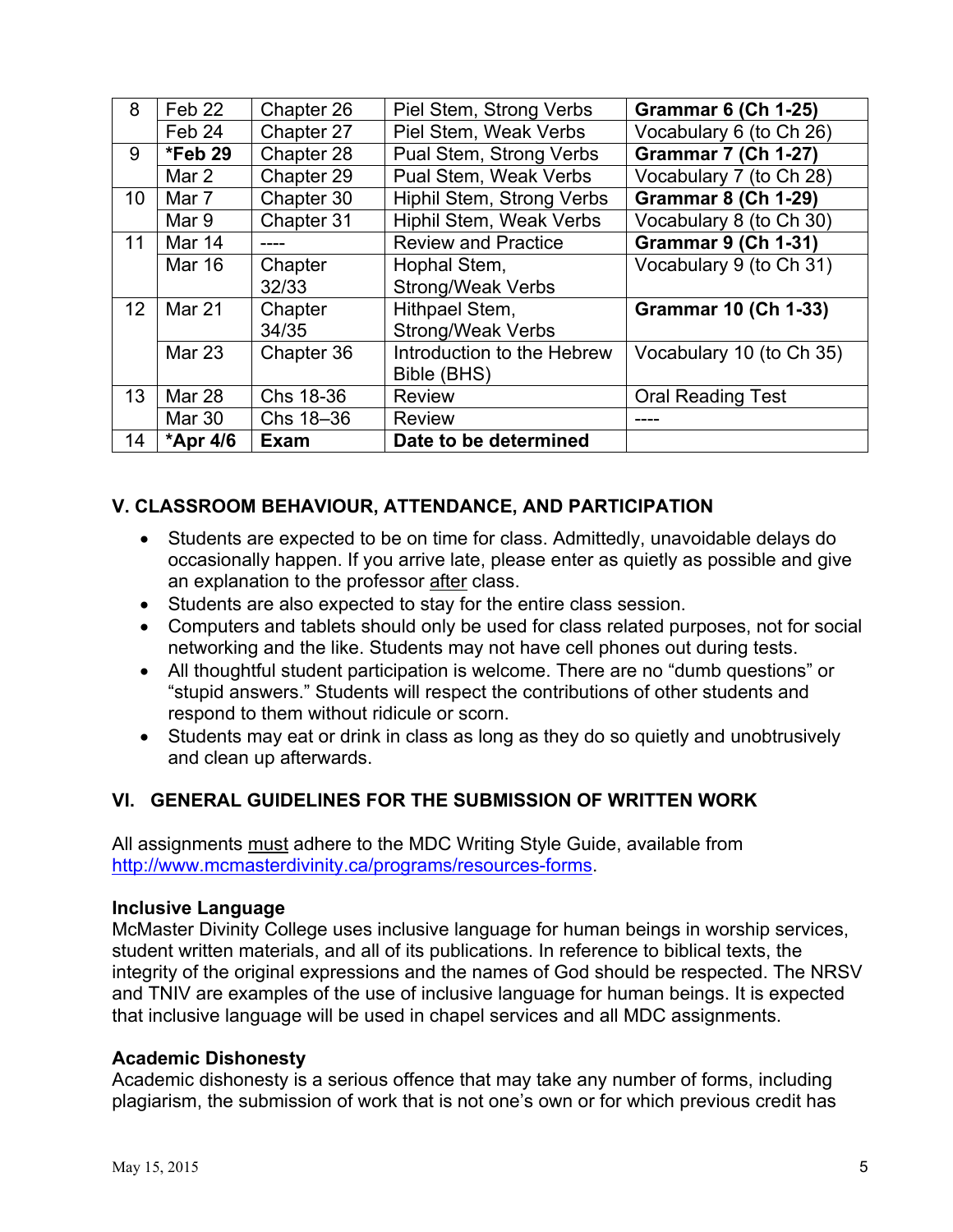| 8 | Feb 22 | Chapter 26 | Piel Stem, Strong Verbs | **Grammar 6 (Ch 1-25)** |
|---|---|---|---|---|
| | Feb 24 | Chapter 27 | Piel Stem, Weak Verbs | Vocabulary 6 (to Ch 26) |
| 9 | ***Feb 29** | Chapter 28 | Pual Stem, Strong Verbs | **Grammar 7 (Ch 1-27)** |
| | Mar 2 | Chapter 29 | Pual Stem, Weak Verbs | Vocabulary 7 (to Ch 28) |
| 10 | Mar 7 | Chapter 30 | Hiphil Stem, Strong Verbs | **Grammar 8 (Ch 1-29)** |
| | Mar 9 | Chapter 31 | Hiphil Stem, Weak Verbs | Vocabulary 8 (to Ch 30) |
| 11 | Mar 14 | ---- | Review and Practice | **Grammar 9 (Ch 1-31)** |
| | Mar 16 | Chapter 32/33 | Hophal Stem, Strong/Weak Verbs | Vocabulary 9 (to Ch 31) |
| 12 | Mar 21 | Chapter 34/35 | Hithpael Stem, Strong/Weak Verbs | **Grammar 10 (Ch 1-33)** |
| | Mar 23 | Chapter 36 | Introduction to the Hebrew Bible (BHS) | Vocabulary 10 (to Ch 35) |
| 13 | Mar 28 | Chs 18-36 | Review | Oral Reading Test |
| | Mar 30 | Chs 18–36 | Review | ---- |
| 14 | ***Apr 4/6** | **Exam** | **Date to be determined** | |

## V. CLASSROOM BEHAVIOUR, ATTENDANCE, AND PARTICIPATION

- Students are expected to be on time for class. Admittedly, unavoidable delays do occasionally happen. If you arrive late, please enter as quietly as possible and give an explanation to the professor after class.
- Students are also expected to stay for the entire class session.
- Computers and tablets should only be used for class related purposes, not for social networking and the like. Students may not have cell phones out during tests.
- All thoughtful student participation is welcome. There are no "dumb questions" or "stupid answers." Students will respect the contributions of other students and respond to them without ridicule or scorn.
- Students may eat or drink in class as long as they do so quietly and unobtrusively and clean up afterwards.

## VI. GENERAL GUIDELINES FOR THE SUBMISSION OF WRITTEN WORK

All assignments must adhere to the MDC Writing Style Guide, available from http://www.mcmasterdivinity.ca/programs/resources-forms.

**Inclusive Language**

McMaster Divinity College uses inclusive language for human beings in worship services, student written materials, and all of its publications. In reference to biblical texts, the integrity of the original expressions and the names of God should be respected. The NRSV and TNIV are examples of the use of inclusive language for human beings. It is expected that inclusive language will be used in chapel services and all MDC assignments.

**Academic Dishonesty**

Academic dishonesty is a serious offence that may take any number of forms, including plagiarism, the submission of work that is not one's own or for which previous credit has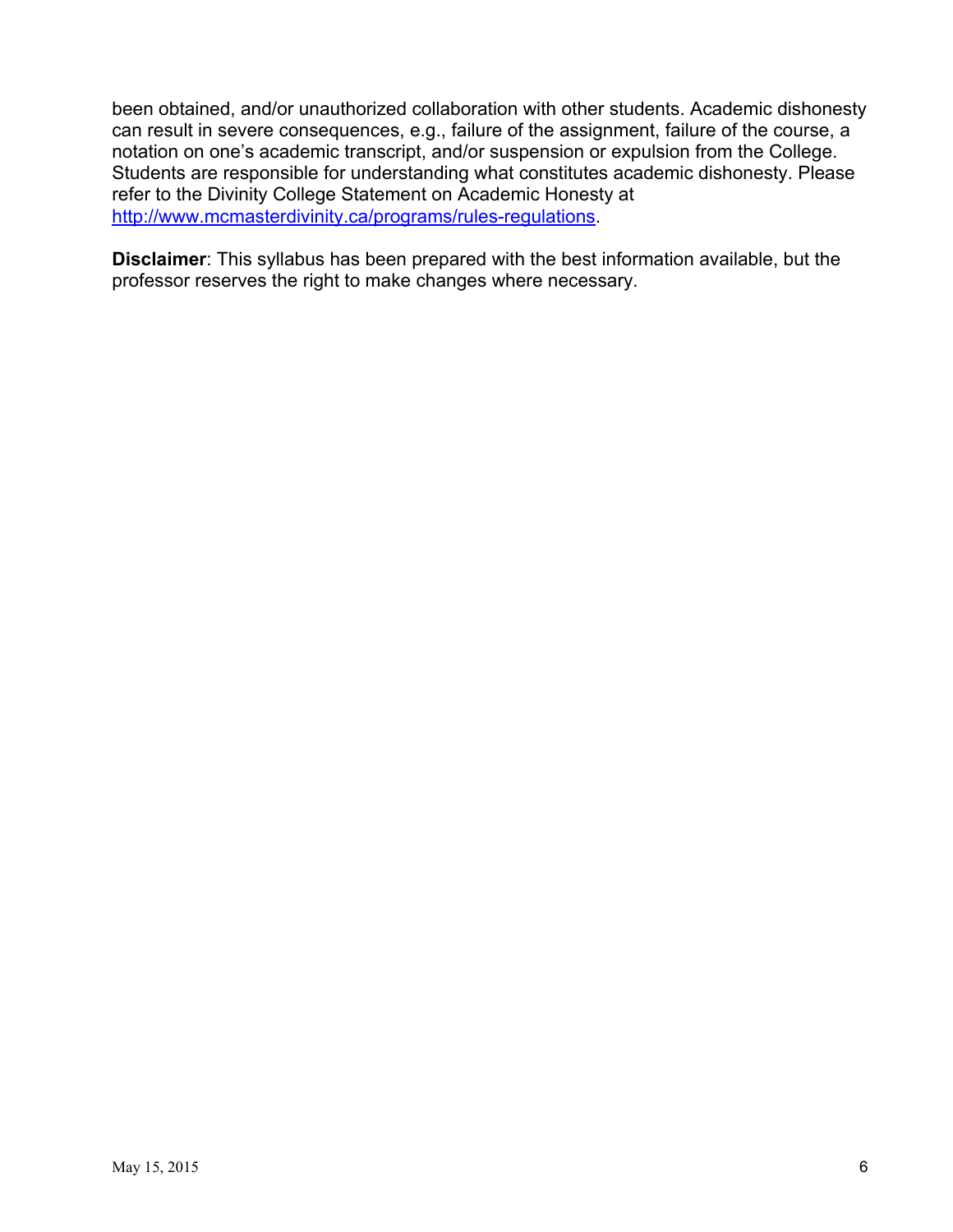been obtained, and/or unauthorized collaboration with other students. Academic dishonesty can result in severe consequences, e.g., failure of the assignment, failure of the course, a notation on one's academic transcript, and/or suspension or expulsion from the College. Students are responsible for understanding what constitutes academic dishonesty. Please refer to the Divinity College Statement on Academic Honesty at [http://www.mcmasterdivinity.ca/programs/rules-regulations](http://www.mcmasterdivinity.ca/programs/rules-regulations).

**Disclaimer**: This syllabus has been prepared with the best information available, but the professor reserves the right to make changes where necessary.